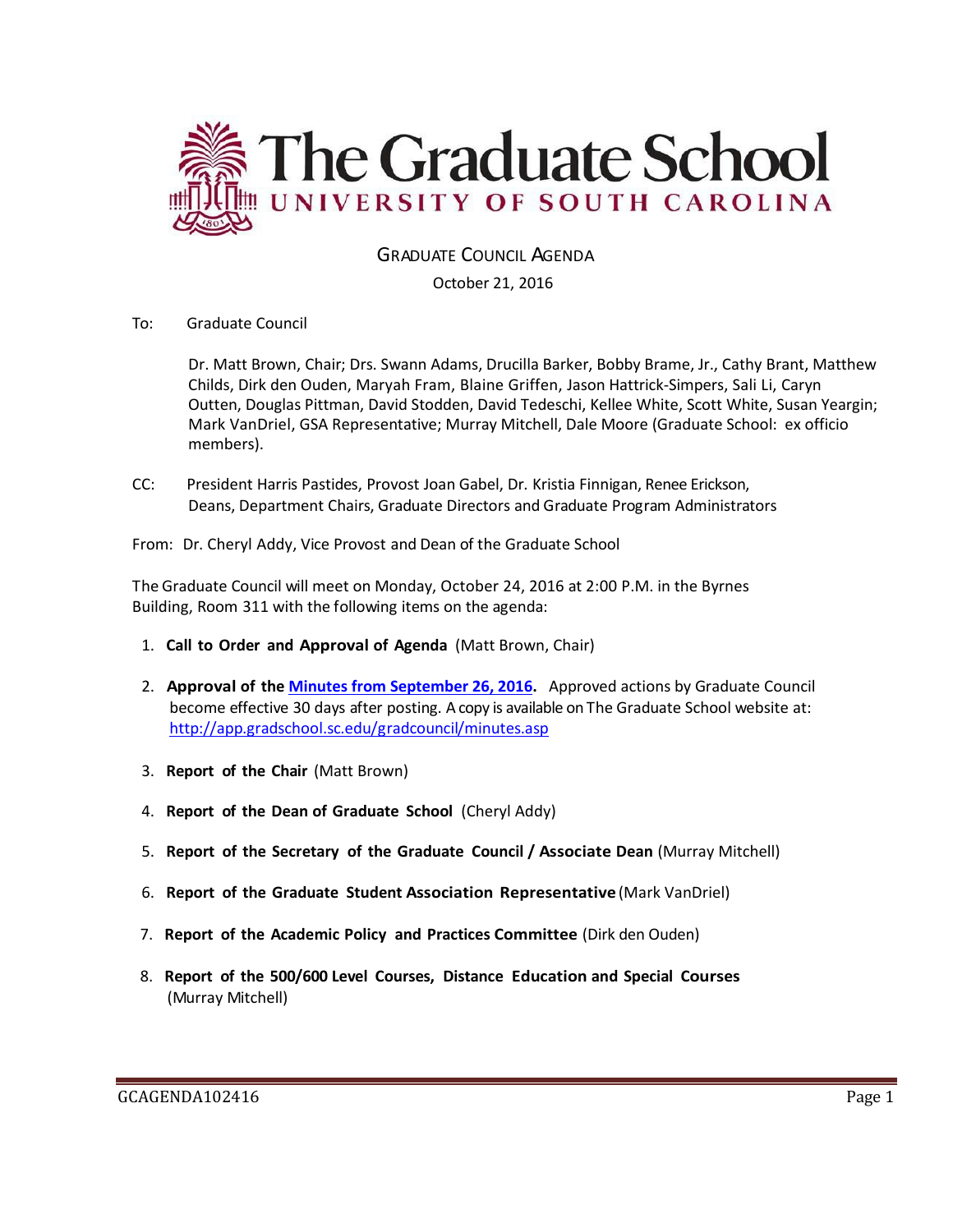# The Graduate School

## UNIVERSITY OF SOUTH CAROLINA

GRADUATE COUNCIL AGENDA

October 21, 2016

To: Graduate Council

Dr. Matt Brown, Chair; Drs. Swann Adams, Drucilla Barker, Bobby Brame, Jr., Cathy Brant, Matthew Childs, Dirk den Ouden, Maryah Fram, Blaine Griffen, Jason Hattrick-Simpers, Sali Li, Caryn Outten, Douglas Pittman, David Stodden, David Tedeschi, Kellee White, Scott White, Susan Yeargin; Mark VanDriel, GSA Representative; Murray Mitchell, Dale Moore (Graduate School: ex officio members).

CC: President Harris Pastides, Provost Joan Gabel, Dr. Kristia Finnigan, Renee Erickson, Deans, Department Chairs, Graduate Directors and Graduate Program Administrators

From: Dr. Cheryl Addy, Vice Provost and Dean of the Graduate School

The Graduate Council will meet on Monday, October 24, 2016 at 2:00 P.M. in the Byrnes Building, Room 311 with the following items on the agenda:

1. **Call to Order and Approval of Agenda** (Matt Brown, Chair)
2. **Approval of the Minutes from September 26, 2016.** Approved actions by Graduate Council become effective 30 days after posting. A copy is available on The Graduate School website at: http://app.gradschool.sc.edu/gradcouncil/minutes.asp
3. **Report of the Chair** (Matt Brown)
4. **Report of the Dean of Graduate School** (Cheryl Addy)
5. **Report of the Secretary of the Graduate Council / Associate Dean** (Murray Mitchell)
6. **Report of the Graduate Student Association Representative** (Mark VanDriel)
7. **Report of the Academic Policy and Practices Committee** (Dirk den Ouden)
8. **Report of the 500/600 Level Courses, Distance Education and Special Courses** (Murray Mitchell)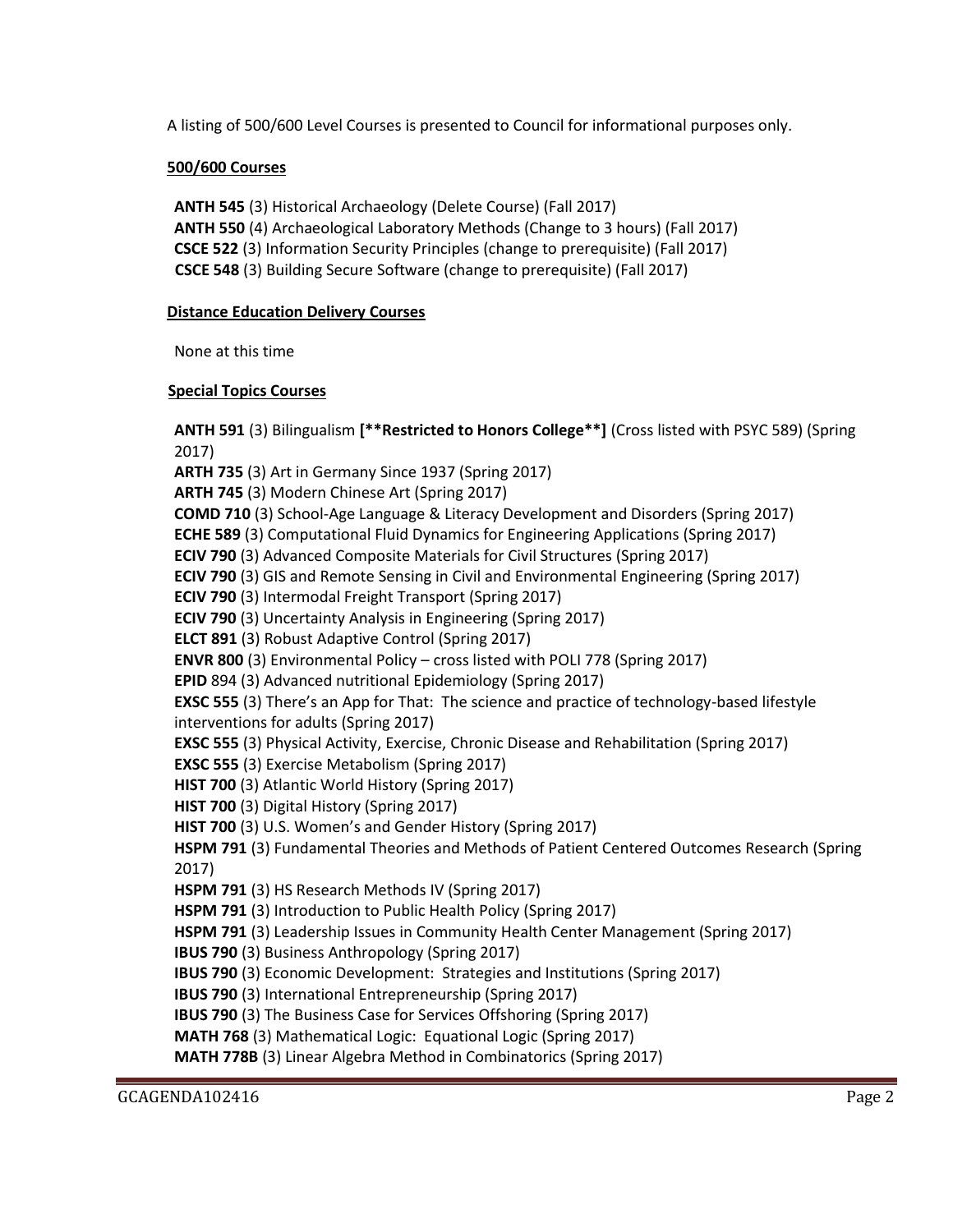A listing of 500/600 Level Courses is presented to Council for informational purposes only.

**500/600 Courses**

**ANTH 545** (3) Historical Archaeology (Delete Course) (Fall 2017)
**ANTH 550** (4) Archaeological Laboratory Methods (Change to 3 hours) (Fall 2017)
**CSCE 522** (3) Information Security Principles (change to prerequisite) (Fall 2017)
**CSCE 548** (3) Building Secure Software (change to prerequisite) (Fall 2017)

**Distance Education Delivery Courses**

None at this time

**Special Topics Courses**

**ANTH 591** (3) Bilingualism **[**Restricted to Honors College**]** (Cross listed with PSYC 589) (Spring 2017)
**ARTH 735** (3) Art in Germany Since 1937 (Spring 2017)
**ARTH 745** (3) Modern Chinese Art (Spring 2017)
**COMD 710** (3) School-Age Language & Literacy Development and Disorders (Spring 2017)
**ECHE 589** (3) Computational Fluid Dynamics for Engineering Applications (Spring 2017)
**ECIV 790** (3) Advanced Composite Materials for Civil Structures (Spring 2017)
**ECIV 790** (3) GIS and Remote Sensing in Civil and Environmental Engineering (Spring 2017)
**ECIV 790** (3) Intermodal Freight Transport (Spring 2017)
**ECIV 790** (3) Uncertainty Analysis in Engineering (Spring 2017)
**ELCT 891** (3) Robust Adaptive Control (Spring 2017)
**ENVR 800** (3) Environmental Policy – cross listed with POLI 778 (Spring 2017)
**EPID** 894 (3) Advanced nutritional Epidemiology (Spring 2017)
**EXSC 555** (3) There's an App for That: The science and practice of technology-based lifestyle interventions for adults (Spring 2017)
**EXSC 555** (3) Physical Activity, Exercise, Chronic Disease and Rehabilitation (Spring 2017)
**EXSC 555** (3) Exercise Metabolism (Spring 2017)
**HIST 700** (3) Atlantic World History (Spring 2017)
**HIST 700** (3) Digital History (Spring 2017)
**HIST 700** (3) U.S. Women's and Gender History (Spring 2017)
**HSPM 791** (3) Fundamental Theories and Methods of Patient Centered Outcomes Research (Spring 2017)
**HSPM 791** (3) HS Research Methods IV (Spring 2017)
**HSPM 791** (3) Introduction to Public Health Policy (Spring 2017)
**HSPM 791** (3) Leadership Issues in Community Health Center Management (Spring 2017)
**IBUS 790** (3) Business Anthropology (Spring 2017)
**IBUS 790** (3) Economic Development: Strategies and Institutions (Spring 2017)
**IBUS 790** (3) International Entrepreneurship (Spring 2017)
**IBUS 790** (3) The Business Case for Services Offshoring (Spring 2017)
**MATH 768** (3) Mathematical Logic: Equational Logic (Spring 2017)
**MATH 778B** (3) Linear Algebra Method in Combinatorics (Spring 2017)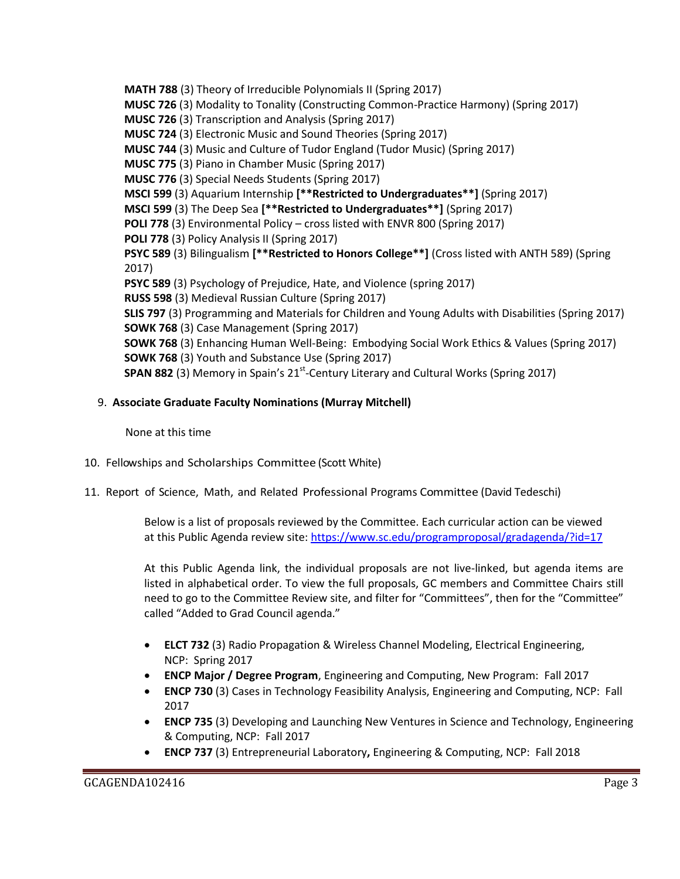**MATH 788** (3) Theory of Irreducible Polynomials II (Spring 2017)
**MUSC 726** (3) Modality to Tonality (Constructing Common-Practice Harmony) (Spring 2017)
**MUSC 726** (3) Transcription and Analysis (Spring 2017)
**MUSC 724** (3) Electronic Music and Sound Theories (Spring 2017)
**MUSC 744** (3) Music and Culture of Tudor England (Tudor Music) (Spring 2017)
**MUSC 775** (3) Piano in Chamber Music (Spring 2017)
**MUSC 776** (3) Special Needs Students (Spring 2017)
**MSCI 599** (3) Aquarium Internship **[**Restricted to Undergraduates**]** (Spring 2017)
**MSCI 599** (3) The Deep Sea **[**Restricted to Undergraduates**]** (Spring 2017)
**POLI 778** (3) Environmental Policy – cross listed with ENVR 800 (Spring 2017)
**POLI 778** (3) Policy Analysis II (Spring 2017)
**PSYC 589** (3) Bilingualism **[**Restricted to Honors College**]** (Cross listed with ANTH 589) (Spring 2017)
**PSYC 589** (3) Psychology of Prejudice, Hate, and Violence (spring 2017)
**RUSS 598** (3) Medieval Russian Culture (Spring 2017)
**SLIS 797** (3) Programming and Materials for Children and Young Adults with Disabilities (Spring 2017)
**SOWK 768** (3) Case Management (Spring 2017)
**SOWK 768** (3) Enhancing Human Well-Being: Embodying Social Work Ethics & Values (Spring 2017)
**SOWK 768** (3) Youth and Substance Use (Spring 2017)
**SPAN 882** (3) Memory in Spain's 21st-Century Literary and Cultural Works (Spring 2017)

9. **Associate Graduate Faculty Nominations (Murray Mitchell)**

   None at this time

10. Fellowships and Scholarships Committee (Scott White)

11. Report of Science, Math, and Related Professional Programs Committee (David Tedeschi)

    Below is a list of proposals reviewed by the Committee. Each curricular action can be viewed at this Public Agenda review site: https://www.sc.edu/programproposal/gradagenda/?id=17

    At this Public Agenda link, the individual proposals are not live-linked, but agenda items are listed in alphabetical order. To view the full proposals, GC members and Committee Chairs still need to go to the Committee Review site, and filter for "Committees", then for the "Committee" called "Added to Grad Council agenda."

    - **ELCT 732** (3) Radio Propagation & Wireless Channel Modeling, Electrical Engineering, NCP: Spring 2017
    - **ENCP Major / Degree Program**, Engineering and Computing, New Program: Fall 2017
    - **ENCP 730** (3) Cases in Technology Feasibility Analysis, Engineering and Computing, NCP: Fall 2017
    - **ENCP 735** (3) Developing and Launching New Ventures in Science and Technology, Engineering & Computing, NCP: Fall 2017
    - **ENCP 737** (3) Entrepreneurial Laboratory**,** Engineering & Computing, NCP: Fall 2018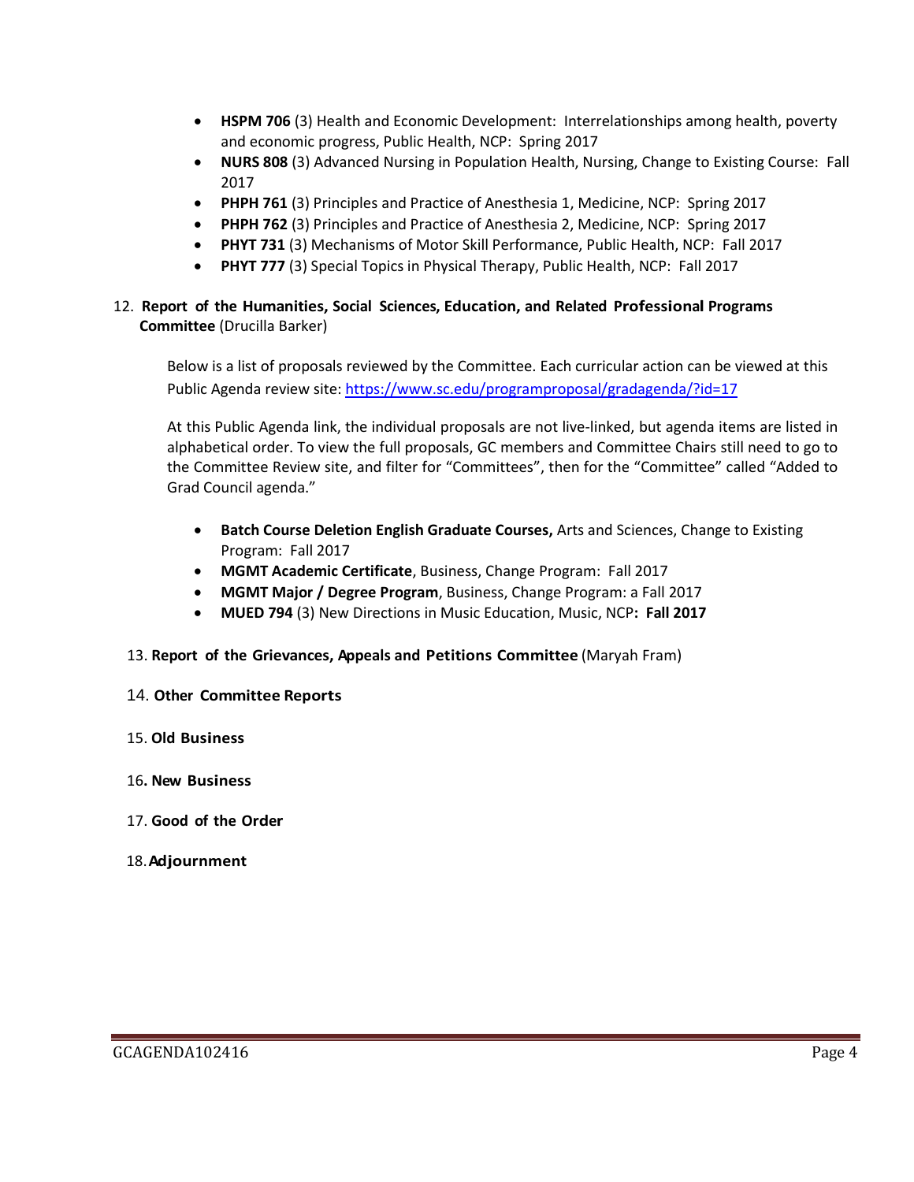- **HSPM 706** (3) Health and Economic Development: Interrelationships among health, poverty and economic progress, Public Health, NCP: Spring 2017
- **NURS 808** (3) Advanced Nursing in Population Health, Nursing, Change to Existing Course: Fall 2017
- **PHPH 761** (3) Principles and Practice of Anesthesia 1, Medicine, NCP: Spring 2017
- **PHPH 762** (3) Principles and Practice of Anesthesia 2, Medicine, NCP: Spring 2017
- **PHYT 731** (3) Mechanisms of Motor Skill Performance, Public Health, NCP: Fall 2017
- **PHYT 777** (3) Special Topics in Physical Therapy, Public Health, NCP: Fall 2017

12. **Report of the Humanities, Social Sciences, Education, and Related Professional Programs Committee** (Drucilla Barker)

Below is a list of proposals reviewed by the Committee. Each curricular action can be viewed at this Public Agenda review site: https://www.sc.edu/programproposal/gradagenda/?id=17

At this Public Agenda link, the individual proposals are not live-linked, but agenda items are listed in alphabetical order. To view the full proposals, GC members and Committee Chairs still need to go to the Committee Review site, and filter for "Committees", then for the "Committee" called "Added to Grad Council agenda."

- **Batch Course Deletion English Graduate Courses,** Arts and Sciences, Change to Existing Program: Fall 2017
- **MGMT Academic Certificate**, Business, Change Program: Fall 2017
- **MGMT Major / Degree Program**, Business, Change Program: a Fall 2017
- **MUED 794** (3) New Directions in Music Education, Music, NCP**: Fall 2017**

13. **Report of the Grievances, Appeals and Petitions Committee** (Maryah Fram)

14. **Other Committee Reports**

15. **Old Business**

16. **New Business**

17. **Good of the Order**

18. **Adjournment**